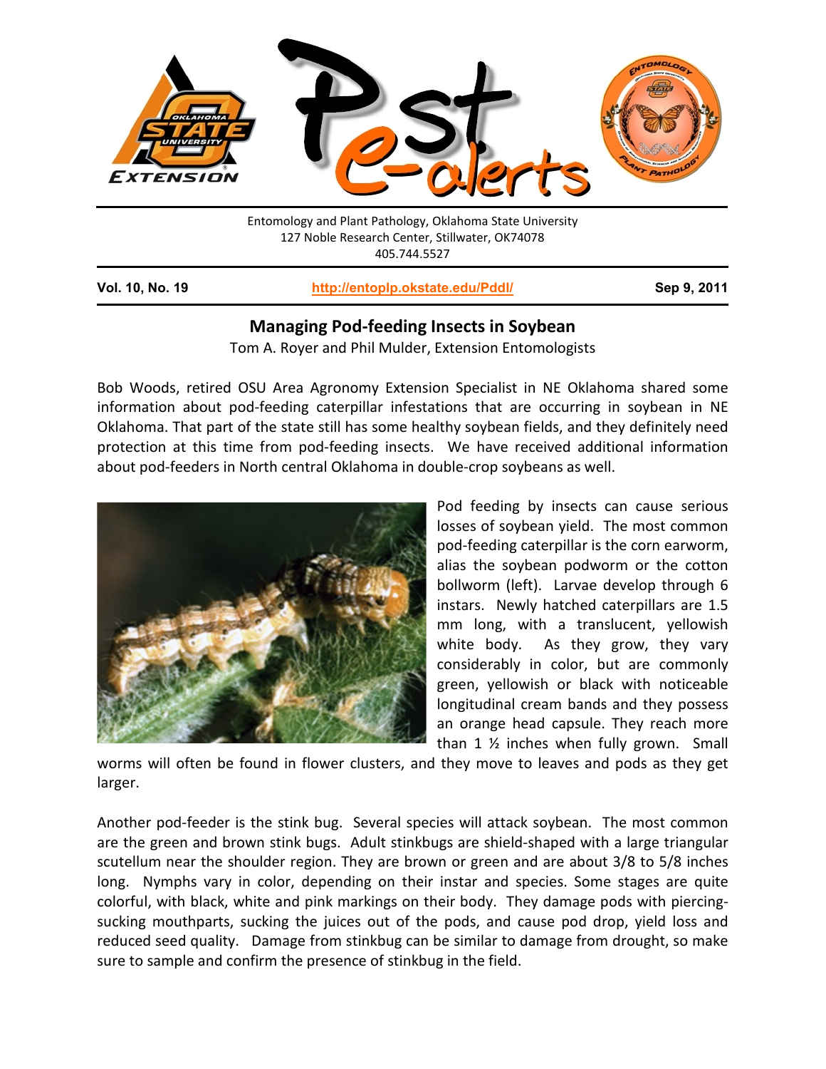Entomology and Plant Pathology, Oklahoma State University
127 Noble Research Center, Stillwater, OK74078
405.744.5527

**Vol. 10, No. 19** http://entoplp.okstate.edu/Pddl/ **Sep 9, 2011**

## Managing Pod-feeding Insects in Soybean

Tom A. Royer and Phil Mulder, Extension Entomologists

Bob Woods, retired OSU Area Agronomy Extension Specialist in NE Oklahoma shared some information about pod-feeding caterpillar infestations that are occurring in soybean in NE Oklahoma. That part of the state still has some healthy soybean fields, and they definitely need protection at this time from pod-feeding insects. We have received additional information about pod-feeders in North central Oklahoma in double-crop soybeans as well.

Pod feeding by insects can cause serious losses of soybean yield. The most common pod-feeding caterpillar is the corn earworm, alias the soybean podworm or the cotton bollworm (left). Larvae develop through 6 instars. Newly hatched caterpillars are 1.5 mm long, with a translucent, yellowish white body. As they grow, they vary considerably in color, but are commonly green, yellowish or black with noticeable longitudinal cream bands and they possess an orange head capsule. They reach more than 1 ½ inches when fully grown. Small worms will often be found in flower clusters, and they move to leaves and pods as they get larger.

Another pod-feeder is the stink bug. Several species will attack soybean. The most common are the green and brown stink bugs. Adult stinkbugs are shield-shaped with a large triangular scutellum near the shoulder region. They are brown or green and are about 3/8 to 5/8 inches long. Nymphs vary in color, depending on their instar and species. Some stages are quite colorful, with black, white and pink markings on their body. They damage pods with piercing-sucking mouthparts, sucking the juices out of the pods, and cause pod drop, yield loss and reduced seed quality. Damage from stinkbug can be similar to damage from drought, so make sure to sample and confirm the presence of stinkbug in the field.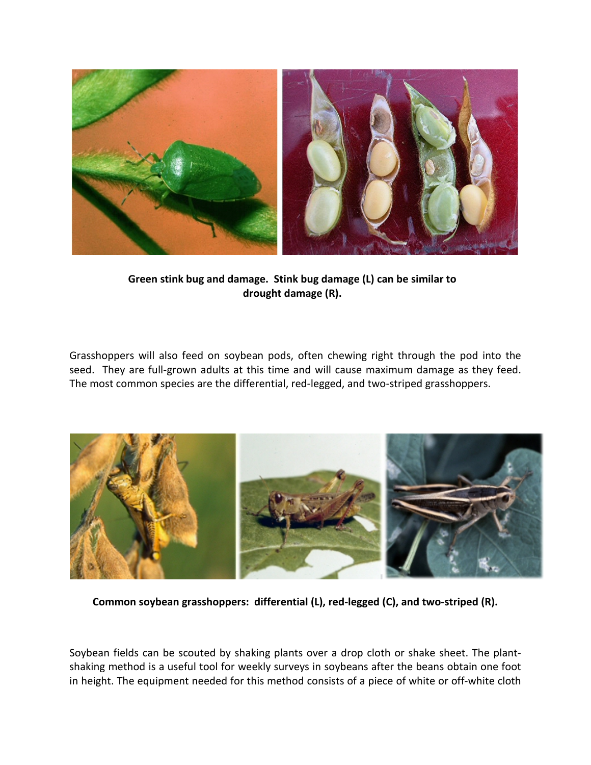**Green stink bug and damage. Stink bug damage (L) can be similar to drought damage (R).**

Grasshoppers will also feed on soybean pods, often chewing right through the pod into the seed. They are full-grown adults at this time and will cause maximum damage as they feed. The most common species are the differential, red-legged, and two-striped grasshoppers.

**Common soybean grasshoppers: differential (L), red-legged (C), and two-striped (R).**

Soybean fields can be scouted by shaking plants over a drop cloth or shake sheet. The plant-shaking method is a useful tool for weekly surveys in soybeans after the beans obtain one foot in height. The equipment needed for this method consists of a piece of white or off-white cloth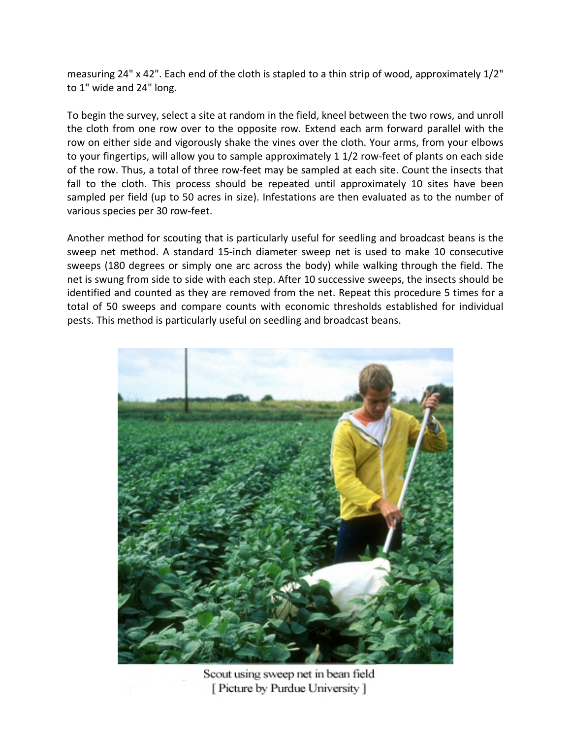measuring 24" x 42". Each end of the cloth is stapled to a thin strip of wood, approximately 1/2" to 1" wide and 24" long.

To begin the survey, select a site at random in the field, kneel between the two rows, and unroll the cloth from one row over to the opposite row. Extend each arm forward parallel with the row on either side and vigorously shake the vines over the cloth. Your arms, from your elbows to your fingertips, will allow you to sample approximately 1 1/2 row-feet of plants on each side of the row. Thus, a total of three row-feet may be sampled at each site. Count the insects that fall to the cloth. This process should be repeated until approximately 10 sites have been sampled per field (up to 50 acres in size). Infestations are then evaluated as to the number of various species per 30 row-feet.

Another method for scouting that is particularly useful for seedling and broadcast beans is the sweep net method. A standard 15-inch diameter sweep net is used to make 10 consecutive sweeps (180 degrees or simply one arc across the body) while walking through the field. The net is swung from side to side with each step. After 10 successive sweeps, the insects should be identified and counted as they are removed from the net. Repeat this procedure 5 times for a total of 50 sweeps and compare counts with economic thresholds established for individual pests. This method is particularly useful on seedling and broadcast beans.

Scout using sweep net in bean field
[ Picture by Purdue University ]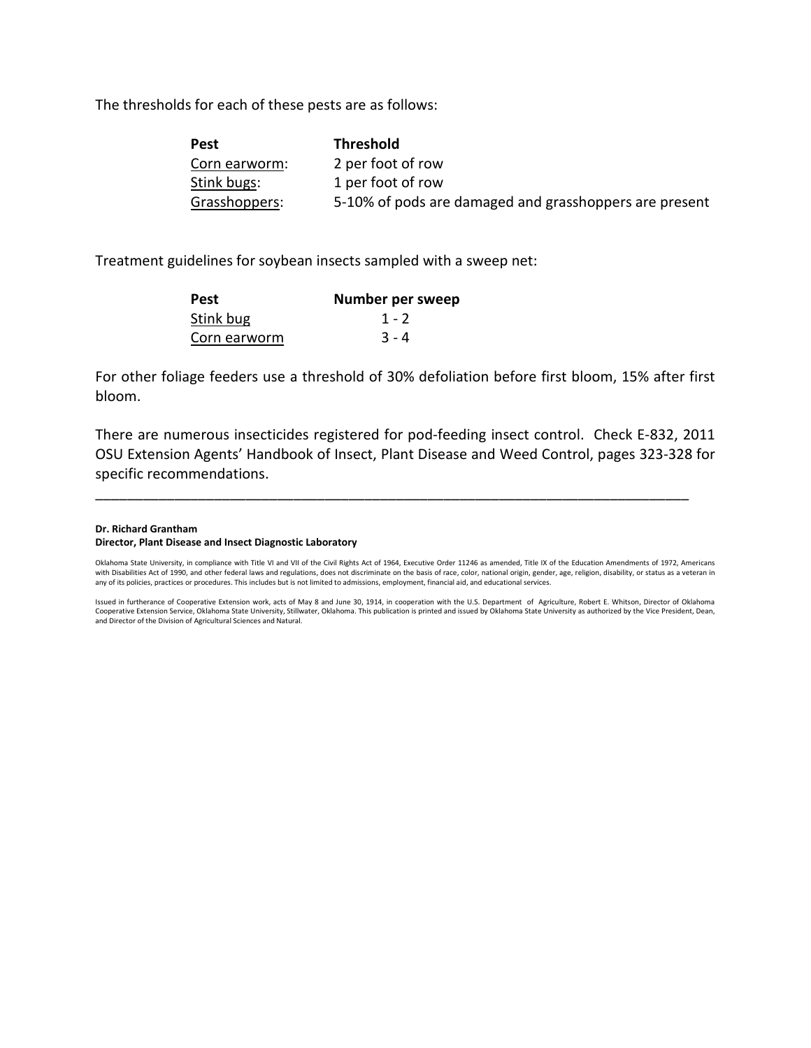The thresholds for each of these pests are as follows:

| Pest | Threshold |
| --- | --- |
| Corn earworm: | 2 per foot of row |
| Stink bugs: | 1 per foot of row |
| Grasshoppers: | 5-10% of pods are damaged and grasshoppers are present |

Treatment guidelines for soybean insects sampled with a sweep net:

| Pest | Number per sweep |
| --- | --- |
| Stink bug | 1 - 2 |
| Corn earworm | 3 - 4 |

For other foliage feeders use a threshold of 30% defoliation before first bloom, 15% after first bloom.

There are numerous insecticides registered for pod-feeding insect control. Check E-832, 2011 OSU Extension Agents' Handbook of Insect, Plant Disease and Weed Control, pages 323-328 for specific recommendations.

---

**Dr. Richard Grantham**
**Director, Plant Disease and Insect Diagnostic Laboratory**

Oklahoma State University, in compliance with Title VI and VII of the Civil Rights Act of 1964, Executive Order 11246 as amended, Title IX of the Education Amendments of 1972, Americans with Disabilities Act of 1990, and other federal laws and regulations, does not discriminate on the basis of race, color, national origin, gender, age, religion, disability, or status as a veteran in any of its policies, practices or procedures. This includes but is not limited to admissions, employment, financial aid, and educational services.

Issued in furtherance of Cooperative Extension work, acts of May 8 and June 30, 1914, in cooperation with the U.S. Department of Agriculture, Robert E. Whitson, Director of Oklahoma Cooperative Extension Service, Oklahoma State University, Stillwater, Oklahoma. This publication is printed and issued by Oklahoma State University as authorized by the Vice President, Dean, and Director of the Division of Agricultural Sciences and Natural.